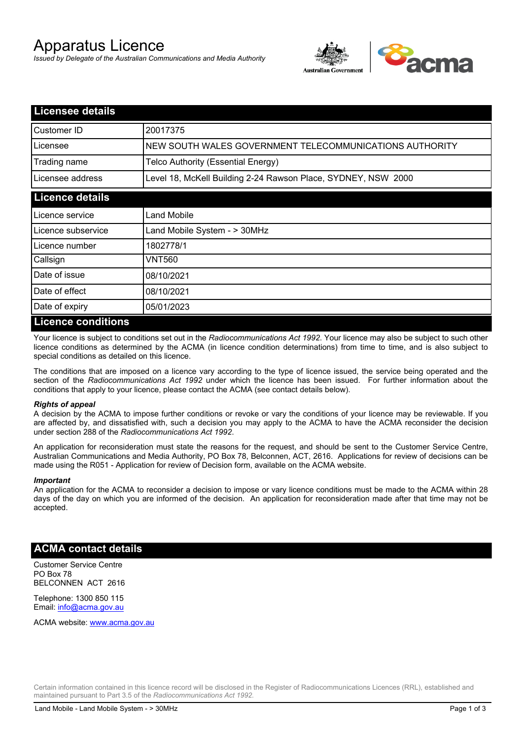# Apparatus Licence

*Issued by Delegate of the Australian Communications and Media Authority*

## Licensee details

| | |
|---|---|
| Customer ID | 20017375 |
| Licensee | NEW SOUTH WALES GOVERNMENT TELECOMMUNICATIONS AUTHORITY |
| Trading name | Telco Authority (Essential Energy) |
| Licensee address | Level 18, McKell Building 2-24 Rawson Place, SYDNEY, NSW 2000 |

## Licence details

| | |
|---|---|
| Licence service | Land Mobile |
| Licence subservice | Land Mobile System - > 30MHz |
| Licence number | 1802778/1 |
| Callsign | VNT560 |
| Date of issue | 08/10/2021 |
| Date of effect | 08/10/2021 |
| Date of expiry | 05/01/2023 |

## Licence conditions

Your licence is subject to conditions set out in the *Radiocommunications Act 1992*. Your licence may also be subject to such other licence conditions as determined by the ACMA (in licence condition determinations) from time to time, and is also subject to special conditions as detailed on this licence.

The conditions that are imposed on a licence vary according to the type of licence issued, the service being operated and the section of the *Radiocommunications Act 1992* under which the licence has been issued. For further information about the conditions that apply to your licence, please contact the ACMA (see contact details below).

***Rights of appeal***

A decision by the ACMA to impose further conditions or revoke or vary the conditions of your licence may be reviewable. If you are affected by, and dissatisfied with, such a decision you may apply to the ACMA to have the ACMA reconsider the decision under section 288 of the *Radiocommunications Act 1992*.

An application for reconsideration must state the reasons for the request, and should be sent to the Customer Service Centre, Australian Communications and Media Authority, PO Box 78, Belconnen, ACT, 2616. Applications for review of decisions can be made using the R051 - Application for review of Decision form, available on the ACMA website.

***Important***

An application for the ACMA to reconsider a decision to impose or vary licence conditions must be made to the ACMA within 28 days of the day on which you are informed of the decision. An application for reconsideration made after that time may not be accepted.

## ACMA contact details

Customer Service Centre
PO Box 78
BELCONNEN ACT 2616

Telephone: 1300 850 115
Email: info@acma.gov.au

ACMA website: www.acma.gov.au

Certain information contained in this licence record will be disclosed in the Register of Radiocommunications Licences (RRL), established and maintained pursuant to Part 3.5 of the *Radiocommunications Act 1992.*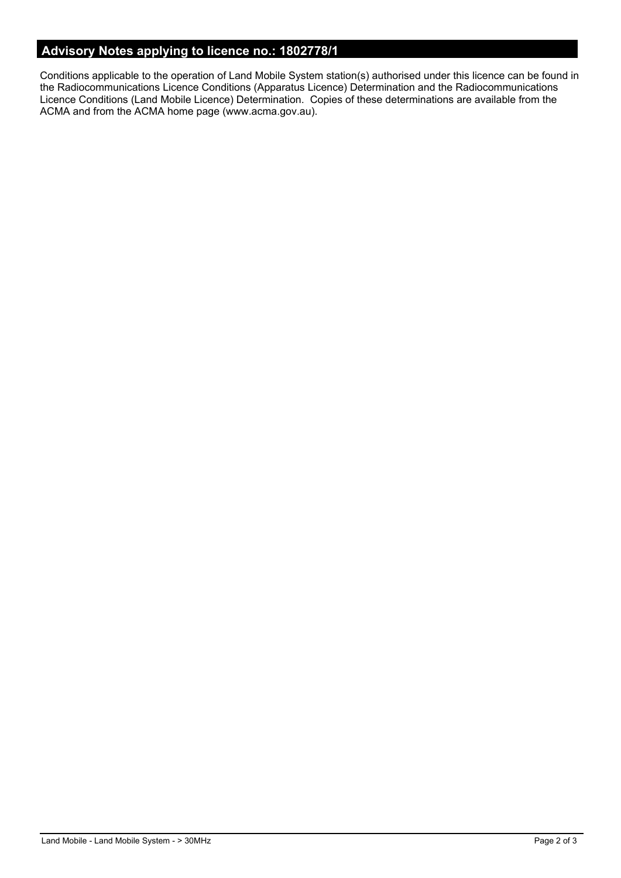## Advisory Notes applying to licence no.: 1802778/1

Conditions applicable to the operation of Land Mobile System station(s) authorised under this licence can be found in the Radiocommunications Licence Conditions (Apparatus Licence) Determination and the Radiocommunications Licence Conditions (Land Mobile Licence) Determination. Copies of these determinations are available from the ACMA and from the ACMA home page (www.acma.gov.au).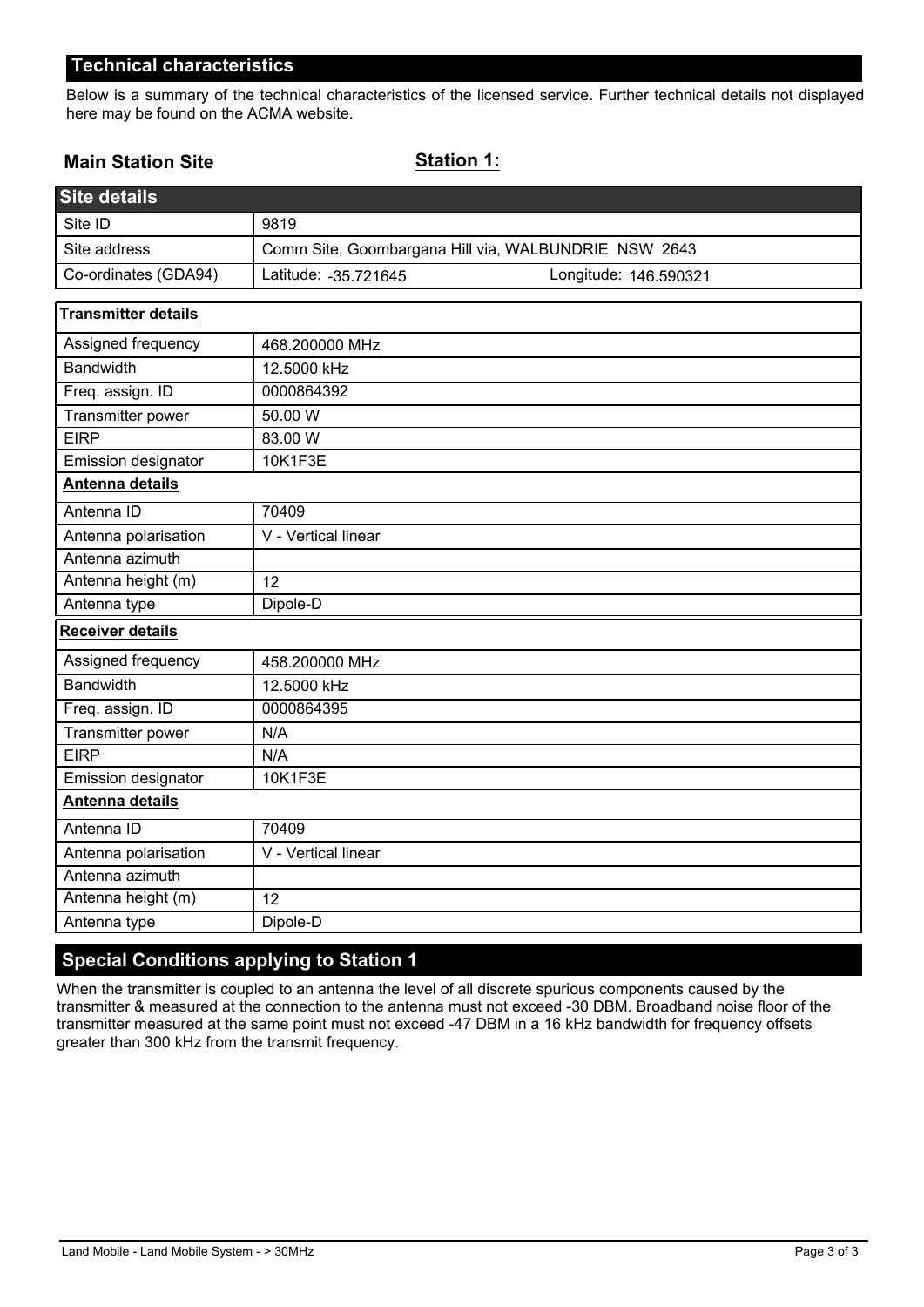## Technical characteristics

Below is a summary of the technical characteristics of the licensed service. Further technical details not displayed here may be found on the ACMA website.

**Main Station Site** **Station 1:**

| Site details | |
|---|---|
| Site ID | 9819 |
| Site address | Comm Site, Goombargana Hill via, WALBUNDRIE NSW 2643 |
| Co-ordinates (GDA94) | Latitude: -35.721645 Longitude: 146.590321 |

| Transmitter details | |
|---|---|
| Assigned frequency | 468.200000 MHz |
| Bandwidth | 12.5000 kHz |
| Freq. assign. ID | 0000864392 |
| Transmitter power | 50.00 W |
| EIRP | 83.00 W |
| Emission designator | 10K1F3E |
| **Antenna details** | |
| Antenna ID | 70409 |
| Antenna polarisation | V - Vertical linear |
| Antenna azimuth | |
| Antenna height (m) | 12 |
| Antenna type | Dipole-D |
| **Receiver details** | |
| Assigned frequency | 458.200000 MHz |
| Bandwidth | 12.5000 kHz |
| Freq. assign. ID | 0000864395 |
| Transmitter power | N/A |
| EIRP | N/A |
| Emission designator | 10K1F3E |
| **Antenna details** | |
| Antenna ID | 70409 |
| Antenna polarisation | V - Vertical linear |
| Antenna azimuth | |
| Antenna height (m) | 12 |
| Antenna type | Dipole-D |

## Special Conditions applying to Station 1

When the transmitter is coupled to an antenna the level of all discrete spurious components caused by the transmitter & measured at the connection to the antenna must not exceed -30 DBM. Broadband noise floor of the transmitter measured at the same point must not exceed -47 DBM in a 16 kHz bandwidth for frequency offsets greater than 300 kHz from the transmit frequency.